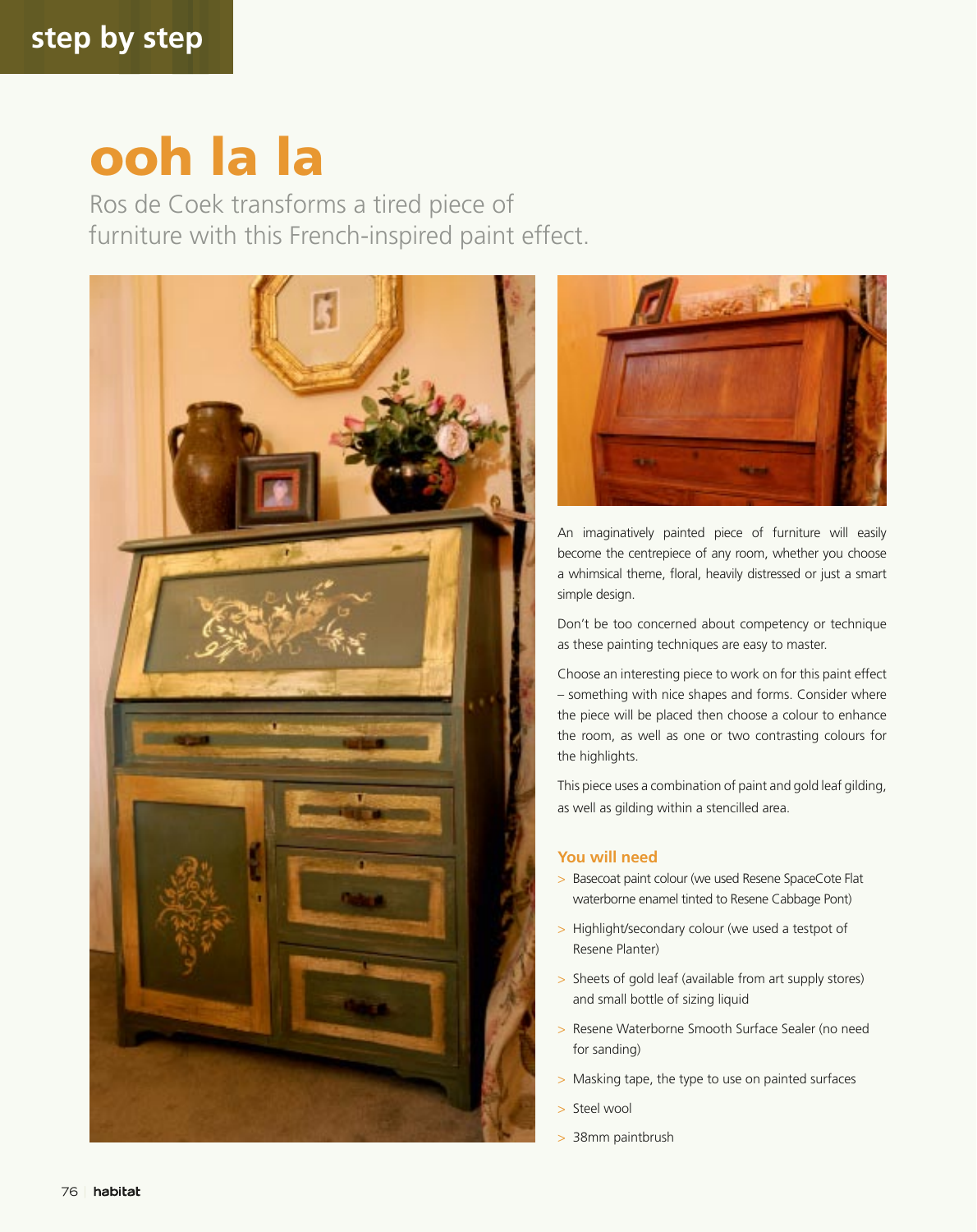# ooh la la

Ros de Coek transforms a tired piece of furniture with this French-inspired paint effect.

An imaginatively painted piece of furniture will easily become the centrepiece of any room, whether you choose a whimsical theme, floral, heavily distressed or just a smart simple design.

Don't be too concerned about competency or technique as these painting techniques are easy to master.

Choose an interesting piece to work on for this paint effect – something with nice shapes and forms. Consider where the piece will be placed then choose a colour to enhance the room, as well as one or two contrasting colours for the highlights.

This piece uses a combination of paint and gold leaf gilding, as well as gilding within a stencilled area.

## You will need

- Basecoat paint colour (we used Resene SpaceCote Flat waterborne enamel tinted to Resene Cabbage Pont)
- Highlight/secondary colour (we used a testpot of Resene Planter)
- Sheets of gold leaf (available from art supply stores) and small bottle of sizing liquid
- Resene Waterborne Smooth Surface Sealer (no need for sanding)
- Masking tape, the type to use on painted surfaces
- Steel wool
- 38mm paintbrush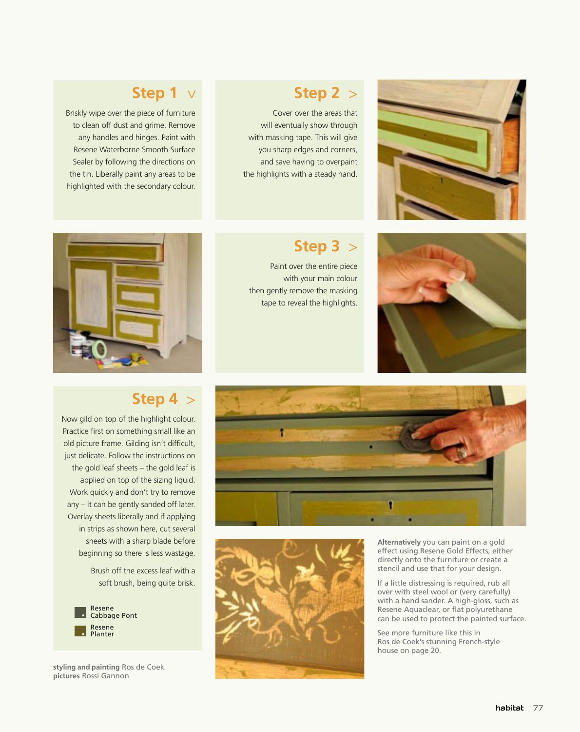## Step 1 ∨

Briskly wipe over the piece of furniture to clean off dust and grime. Remove any handles and hinges. Paint with Resene Waterborne Smooth Surface Sealer by following the directions on the tin. Liberally paint any areas to be highlighted with the secondary colour.

## Step 2 >

Cover over the areas that will eventually show through with masking tape. This will give you sharp edges and corners, and save having to overpaint the highlights with a steady hand.

## Step 3 >

Paint over the entire piece with your main colour then gently remove the masking tape to reveal the highlights.

## Step 4 >

Now gild on top of the highlight colour. Practice first on something small like an old picture frame. Gilding isn't difficult, just delicate. Follow the instructions on the gold leaf sheets – the gold leaf is applied on top of the sizing liquid. Work quickly and don't try to remove any – it can be gently sanded off later. Overlay sheets liberally and if applying in strips as shown here, cut several sheets with a sharp blade before beginning so there is less wastage.

Brush off the excess leaf with a soft brush, being quite brisk.

Resene Cabbage Pont

Resene Planter

**styling and painting** Ros de Coek
**pictures** Rossi Gannon

**Alternatively** you can paint on a gold effect using Resene Gold Effects, either directly onto the furniture or create a stencil and use that for your design.

If a little distressing is required, rub all over with steel wool or (very carefully) with a hand sander. A high-gloss, such as Resene Aquaclear, or flat polyurethane can be used to protect the painted surface.

See more furniture like this in Ros de Coek's stunning French-style house on page 20.